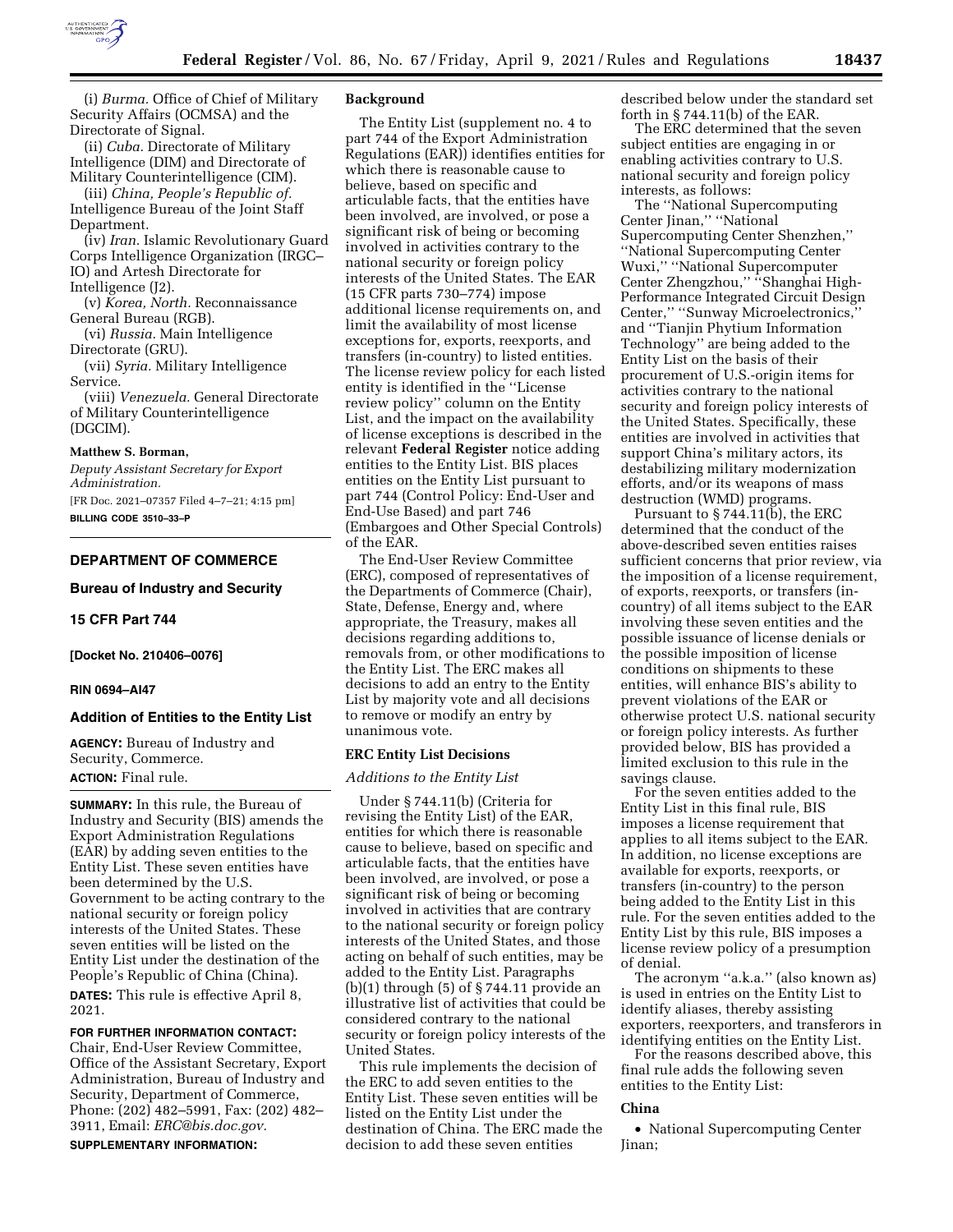(i) *Burma.* Office of Chief of Military Security Affairs (OCMSA) and the Directorate of Signal.

(ii) *Cuba.* Directorate of Military Intelligence (DIM) and Directorate of Military Counterintelligence (CIM).

(iii) *China, People's Republic of.* Intelligence Bureau of the Joint Staff Department.

(iv) *Iran.* Islamic Revolutionary Guard Corps Intelligence Organization (IRGC–IO) and Artesh Directorate for Intelligence (J2).

(v) *Korea, North.* Reconnaissance General Bureau (RGB).

(vi) *Russia.* Main Intelligence Directorate (GRU).

(vii) *Syria.* Military Intelligence Service.

(viii) *Venezuela.* General Directorate of Military Counterintelligence (DGCIM).

**Matthew S. Borman,**

*Deputy Assistant Secretary for Export Administration.*

[FR Doc. 2021–07357 Filed 4–7–21; 4:15 pm]

**BILLING CODE 3510–33–P**

---

## DEPARTMENT OF COMMERCE

### Bureau of Industry and Security

### 15 CFR Part 744

**[Docket No. 210406–0076]**

**RIN 0694–AI47**

### Addition of Entities to the Entity List

**AGENCY:** Bureau of Industry and Security, Commerce.

**ACTION:** Final rule.

**SUMMARY:** In this rule, the Bureau of Industry and Security (BIS) amends the Export Administration Regulations (EAR) by adding seven entities to the Entity List. These seven entities have been determined by the U.S. Government to be acting contrary to the national security or foreign policy interests of the United States. These seven entities will be listed on the Entity List under the destination of the People's Republic of China (China).

**DATES:** This rule is effective April 8, 2021.

**FOR FURTHER INFORMATION CONTACT:** Chair, End-User Review Committee, Office of the Assistant Secretary, Export Administration, Bureau of Industry and Security, Department of Commerce, Phone: (202) 482–5991, Fax: (202) 482–3911, Email: *ERC@bis.doc.gov.*

**SUPPLEMENTARY INFORMATION:**

**Background**

The Entity List (supplement no. 4 to part 744 of the Export Administration Regulations (EAR)) identifies entities for which there is reasonable cause to believe, based on specific and articulable facts, that the entities have been involved, are involved, or pose a significant risk of being or becoming involved in activities contrary to the national security or foreign policy interests of the United States. The EAR (15 CFR parts 730–774) impose additional license requirements on, and limit the availability of most license exceptions for, exports, reexports, and transfers (in-country) to listed entities. The license review policy for each listed entity is identified in the ''License review policy'' column on the Entity List, and the impact on the availability of license exceptions is described in the relevant **Federal Register** notice adding entities to the Entity List. BIS places entities on the Entity List pursuant to part 744 (Control Policy: End-User and End-Use Based) and part 746 (Embargoes and Other Special Controls) of the EAR.

The End-User Review Committee (ERC), composed of representatives of the Departments of Commerce (Chair), State, Defense, Energy and, where appropriate, the Treasury, makes all decisions regarding additions to, removals from, or other modifications to the Entity List. The ERC makes all decisions to add an entry to the Entity List by majority vote and all decisions to remove or modify an entry by unanimous vote.

**ERC Entity List Decisions**

*Additions to the Entity List*

Under § 744.11(b) (Criteria for revising the Entity List) of the EAR, entities for which there is reasonable cause to believe, based on specific and articulable facts, that the entities have been involved, are involved, or pose a significant risk of being or becoming involved in activities that are contrary to the national security or foreign policy interests of the United States, and those acting on behalf of such entities, may be added to the Entity List. Paragraphs (b)(1) through (5) of § 744.11 provide an illustrative list of activities that could be considered contrary to the national security or foreign policy interests of the United States.

This rule implements the decision of the ERC to add seven entities to the Entity List. These seven entities will be listed on the Entity List under the destination of China. The ERC made the decision to add these seven entities described below under the standard set forth in § 744.11(b) of the EAR.

The ERC determined that the seven subject entities are engaging in or enabling activities contrary to U.S. national security and foreign policy interests, as follows:

The ''National Supercomputing Center Jinan,'' ''National Supercomputing Center Shenzhen,'' ''National Supercomputing Center Wuxi,'' ''National Supercomputer Center Zhengzhou,'' ''Shanghai High-Performance Integrated Circuit Design Center,'' ''Sunway Microelectronics,'' and ''Tianjin Phytium Information Technology'' are being added to the Entity List on the basis of their procurement of U.S.-origin items for activities contrary to the national security and foreign policy interests of the United States. Specifically, these entities are involved in activities that support China's military actors, its destabilizing military modernization efforts, and/or its weapons of mass destruction (WMD) programs.

Pursuant to § 744.11(b), the ERC determined that the conduct of the above-described seven entities raises sufficient concerns that prior review, via the imposition of a license requirement, of exports, reexports, or transfers (in-country) of all items subject to the EAR involving these seven entities and the possible issuance of license denials or the possible imposition of license conditions on shipments to these entities, will enhance BIS's ability to prevent violations of the EAR or otherwise protect U.S. national security or foreign policy interests. As further provided below, BIS has provided a limited exclusion to this rule in the savings clause.

For the seven entities added to the Entity List in this final rule, BIS imposes a license requirement that applies to all items subject to the EAR. In addition, no license exceptions are available for exports, reexports, or transfers (in-country) to the person being added to the Entity List in this rule. For the seven entities added to the Entity List by this rule, BIS imposes a license review policy of a presumption of denial.

The acronym ''a.k.a.'' (also known as) is used in entries on the Entity List to identify aliases, thereby assisting exporters, reexporters, and transferors in identifying entities on the Entity List.

For the reasons described above, this final rule adds the following seven entities to the Entity List:

**China**

- National Supercomputing Center Jinan;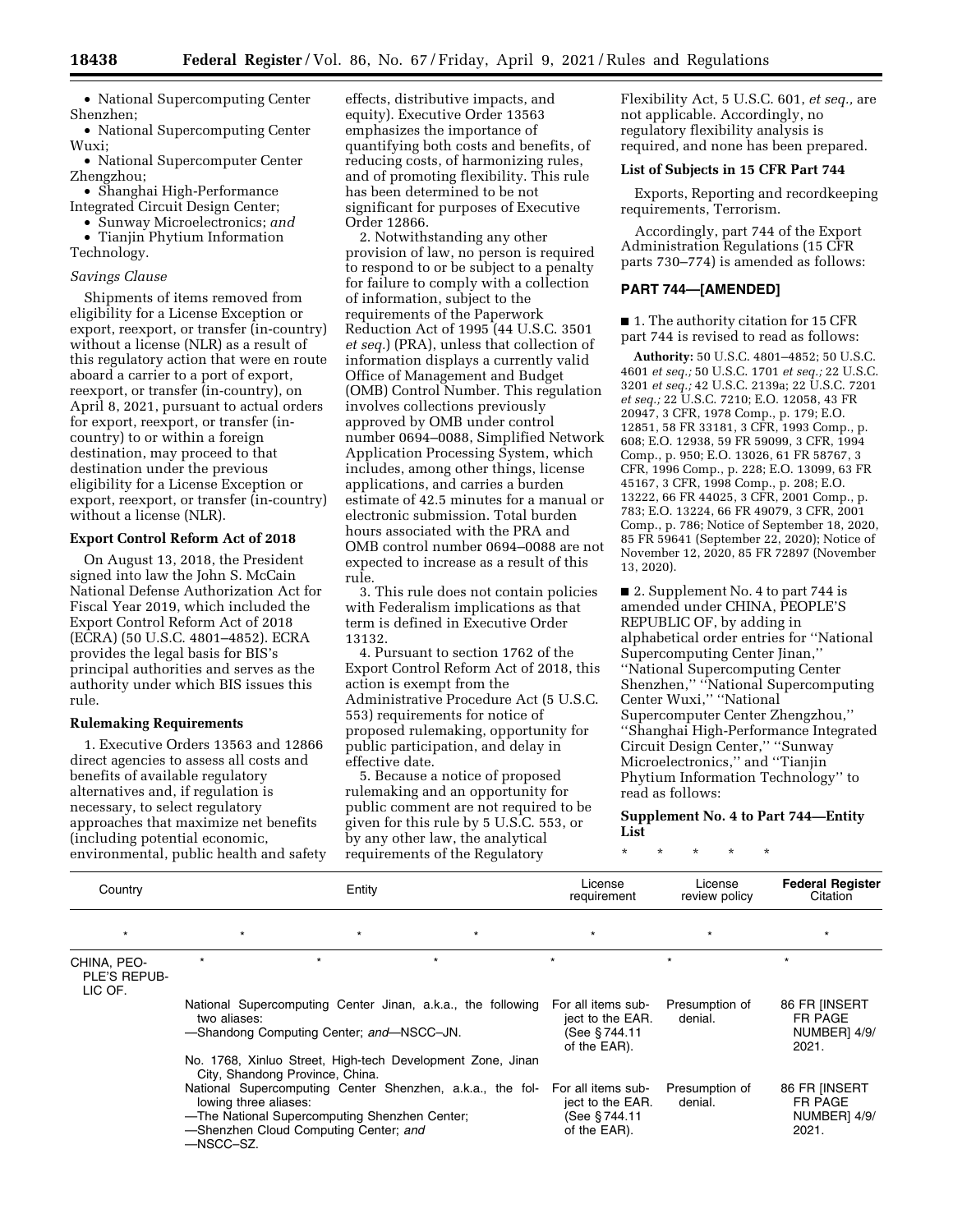- National Supercomputing Center Shenzhen;
- National Supercomputing Center Wuxi;
- National Supercomputer Center Zhengzhou;
- Shanghai High-Performance Integrated Circuit Design Center;
- Sunway Microelectronics; *and*
- Tianjin Phytium Information Technology.

*Savings Clause*

Shipments of items removed from eligibility for a License Exception or export, reexport, or transfer (in-country) without a license (NLR) as a result of this regulatory action that were en route aboard a carrier to a port of export, reexport, or transfer (in-country), on April 8, 2021, pursuant to actual orders for export, reexport, or transfer (in-country) to or within a foreign destination, may proceed to that destination under the previous eligibility for a License Exception or export, reexport, or transfer (in-country) without a license (NLR).

**Export Control Reform Act of 2018**

On August 13, 2018, the President signed into law the John S. McCain National Defense Authorization Act for Fiscal Year 2019, which included the Export Control Reform Act of 2018 (ECRA) (50 U.S.C. 4801–4852). ECRA provides the legal basis for BIS's principal authorities and serves as the authority under which BIS issues this rule.

**Rulemaking Requirements**

1. Executive Orders 13563 and 12866 direct agencies to assess all costs and benefits of available regulatory alternatives and, if regulation is necessary, to select regulatory approaches that maximize net benefits (including potential economic, environmental, public health and safety effects, distributive impacts, and equity). Executive Order 13563 emphasizes the importance of quantifying both costs and benefits, of reducing costs, of harmonizing rules, and of promoting flexibility. This rule has been determined to be not significant for purposes of Executive Order 12866.

2. Notwithstanding any other provision of law, no person is required to respond to or be subject to a penalty for failure to comply with a collection of information, subject to the requirements of the Paperwork Reduction Act of 1995 (44 U.S.C. 3501 *et seq.*) (PRA), unless that collection of information displays a currently valid Office of Management and Budget (OMB) Control Number. This regulation involves collections previously approved by OMB under control number 0694–0088, Simplified Network Application Processing System, which includes, among other things, license applications, and carries a burden estimate of 42.5 minutes for a manual or electronic submission. Total burden hours associated with the PRA and OMB control number 0694–0088 are not expected to increase as a result of this rule.

3. This rule does not contain policies with Federalism implications as that term is defined in Executive Order 13132.

4. Pursuant to section 1762 of the Export Control Reform Act of 2018, this action is exempt from the Administrative Procedure Act (5 U.S.C. 553) requirements for notice of proposed rulemaking, opportunity for public participation, and delay in effective date.

5. Because a notice of proposed rulemaking and an opportunity for public comment are not required to be given for this rule by 5 U.S.C. 553, or by any other law, the analytical requirements of the Regulatory Flexibility Act, 5 U.S.C. 601, *et seq.,* are not applicable. Accordingly, no regulatory flexibility analysis is required, and none has been prepared.

**List of Subjects in 15 CFR Part 744**

Exports, Reporting and recordkeeping requirements, Terrorism.

Accordingly, part 744 of the Export Administration Regulations (15 CFR parts 730–774) is amended as follows:

## PART 744—[AMENDED]

■ 1. The authority citation for 15 CFR part 744 is revised to read as follows:

**Authority:** 50 U.S.C. 4801–4852; 50 U.S.C. 4601 *et seq.;* 50 U.S.C. 1701 *et seq.;* 22 U.S.C. 3201 *et seq.;* 42 U.S.C. 2139a; 22 U.S.C. 7201 *et seq.;* 22 U.S.C. 7210; E.O. 12058, 43 FR 20947, 3 CFR, 1978 Comp., p. 179; E.O. 12851, 58 FR 33181, 3 CFR, 1993 Comp., p. 608; E.O. 12938, 59 FR 59099, 3 CFR, 1994 Comp., p. 950; E.O. 13026, 61 FR 58767, 3 CFR, 1996 Comp., p. 228; E.O. 13099, 63 FR 45167, 3 CFR, 1998 Comp., p. 208; E.O. 13222, 66 FR 44025, 3 CFR, 2001 Comp., p. 783; E.O. 13224, 66 FR 49079, 3 CFR, 2001 Comp., p. 786; Notice of September 18, 2020, 85 FR 59641 (September 22, 2020); Notice of November 12, 2020, 85 FR 72897 (November 13, 2020).

■ 2. Supplement No. 4 to part 744 is amended under CHINA, PEOPLE'S REPUBLIC OF, by adding in alphabetical order entries for ''National Supercomputing Center Jinan,'' ''National Supercomputing Center Shenzhen,'' ''National Supercomputing Center Wuxi,'' ''National Supercomputer Center Zhengzhou,'' ''Shanghai High-Performance Integrated Circuit Design Center,'' ''Sunway Microelectronics,'' and ''Tianjin Phytium Information Technology'' to read as follows:

**Supplement No. 4 to Part 744—Entity List**

\* \* \* \* \*

| Country | Entity | License requirement | License review policy | Federal Register Citation |
|---|---|---|---|---|
| * | * | * | * | * |
| CHINA, PEOPLE'S REPUBLIC OF. | * | * | * | * |
| | National Supercomputing Center Jinan, a.k.a., the following two aliases:<br>—Shandong Computing Center; *and*—NSCC–JN.<br>No. 1768, Xinluo Street, High-tech Development Zone, Jinan City, Shandong Province, China. | For all items subject to the EAR. (See §744.11 of the EAR). | Presumption of denial. | 86 FR [INSERT FR PAGE NUMBER] 4/9/2021. |
| | National Supercomputing Center Shenzhen, a.k.a., the following three aliases:<br>—The National Supercomputing Shenzhen Center;<br>—Shenzhen Cloud Computing Center; *and*<br>—NSCC–SZ. | For all items subject to the EAR. (See §744.11 of the EAR). | Presumption of denial. | 86 FR [INSERT FR PAGE NUMBER] 4/9/2021. |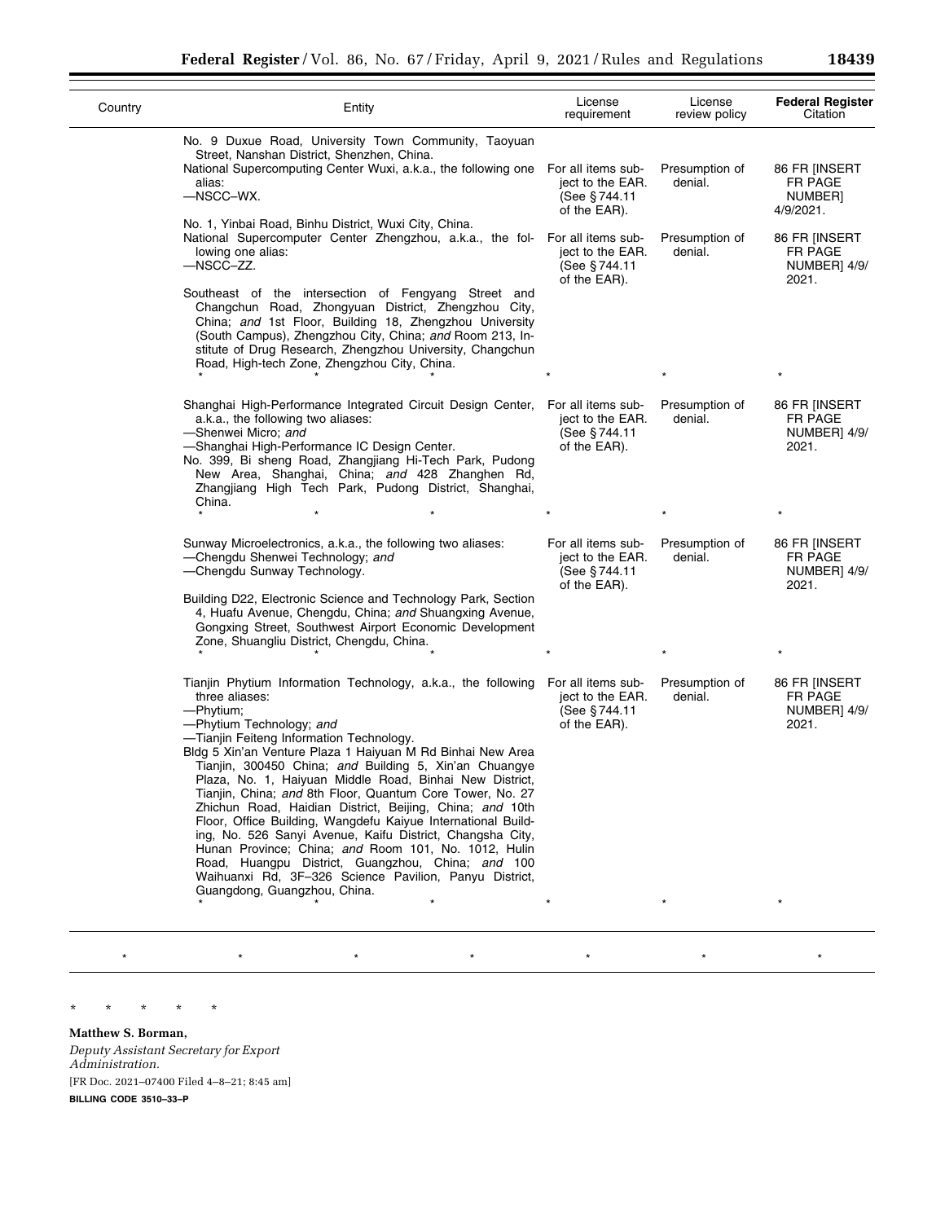| Country | Entity | License requirement | License review policy | Federal Register Citation |
| --- | --- | --- | --- | --- |
| | No. 9 Duxue Road, University Town Community, Taoyuan Street, Nanshan District, Shenzhen, China. | | | |
| | National Supercomputing Center Wuxi, a.k.a., the following one alias:<br>—NSCC–WX.<br>No. 1, Yinbai Road, Binhu District, Wuxi City, China. | For all items subject to the EAR. (See § 744.11 of the EAR). | Presumption of denial. | 86 FR [INSERT FR PAGE NUMBER] 4/9/2021. |
| | National Supercomputer Center Zhengzhou, a.k.a., the following one alias:<br>—NSCC–ZZ.<br>Southeast of the intersection of Fengyang Street and Changchun Road, Zhongyuan District, Zhengzhou City, China; *and* 1st Floor, Building 18, Zhengzhou University (South Campus), Zhengzhou City, China; *and* Room 213, Institute of Drug Research, Zhengzhou University, Changchun Road, High-tech Zone, Zhengzhou City, China. | For all items subject to the EAR. (See § 744.11 of the EAR). | Presumption of denial. | 86 FR [INSERT FR PAGE NUMBER] 4/9/2021. |
| | * * * | * | * | * |
| | Shanghai High-Performance Integrated Circuit Design Center, a.k.a., the following two aliases:<br>—Shenwei Micro; *and*<br>—Shanghai High-Performance IC Design Center.<br>No. 399, Bi sheng Road, Zhangjiang Hi-Tech Park, Pudong New Area, Shanghai, China; *and* 428 Zhanghen Rd, Zhangjiang High Tech Park, Pudong District, Shanghai, China. | For all items subject to the EAR. (See § 744.11 of the EAR). | Presumption of denial. | 86 FR [INSERT FR PAGE NUMBER] 4/9/2021. |
| | * * * | * | * | * |
| | Sunway Microelectronics, a.k.a., the following two aliases:<br>—Chengdu Shenwei Technology; *and*<br>—Chengdu Sunway Technology.<br>Building D22, Electronic Science and Technology Park, Section 4, Huafu Avenue, Chengdu, China; *and* Shuangxing Avenue, Gongxing Street, Southwest Airport Economic Development Zone, Shuangliu District, Chengdu, China. | For all items subject to the EAR. (See § 744.11 of the EAR). | Presumption of denial. | 86 FR [INSERT FR PAGE NUMBER] 4/9/2021. |
| | * * * | * | * | * |
| | Tianjin Phytium Information Technology, a.k.a., the following three aliases:<br>—Phytium;<br>—Phytium Technology; *and*<br>—Tianjin Feiteng Information Technology.<br>Bldg 5 Xin'an Venture Plaza 1 Haiyuan M Rd Binhai New Area Tianjin, 300450 China; *and* Building 5, Xin'an Chuangye Plaza, No. 1, Haiyuan Middle Road, Binhai New District, Tianjin, China; *and* 8th Floor, Quantum Core Tower, No. 27 Zhichun Road, Haidian District, Beijing, China; *and* 10th Floor, Office Building, Wangdefu Kaiyue International Building, No. 526 Sanyi Avenue, Kaifu District, Changsha City, Hunan Province; China; *and* Room 101, No. 1012, Hulin Road, Huangpu District, Guangzhou, China; *and* 100 Waihuanxi Rd, 3F–326 Science Pavilion, Panyu District, Guangdong, Guangzhou, China. | For all items subject to the EAR. (See § 744.11 of the EAR). | Presumption of denial. | 86 FR [INSERT FR PAGE NUMBER] 4/9/2021. |
| | * * * | * | * | * |
| * | * * * | * | * | * |

\* \* \* \* \*

**Matthew S. Borman,**

*Deputy Assistant Secretary for Export Administration.*

[FR Doc. 2021–07400 Filed 4–8–21; 8:45 am]

**BILLING CODE 3510–33–P**